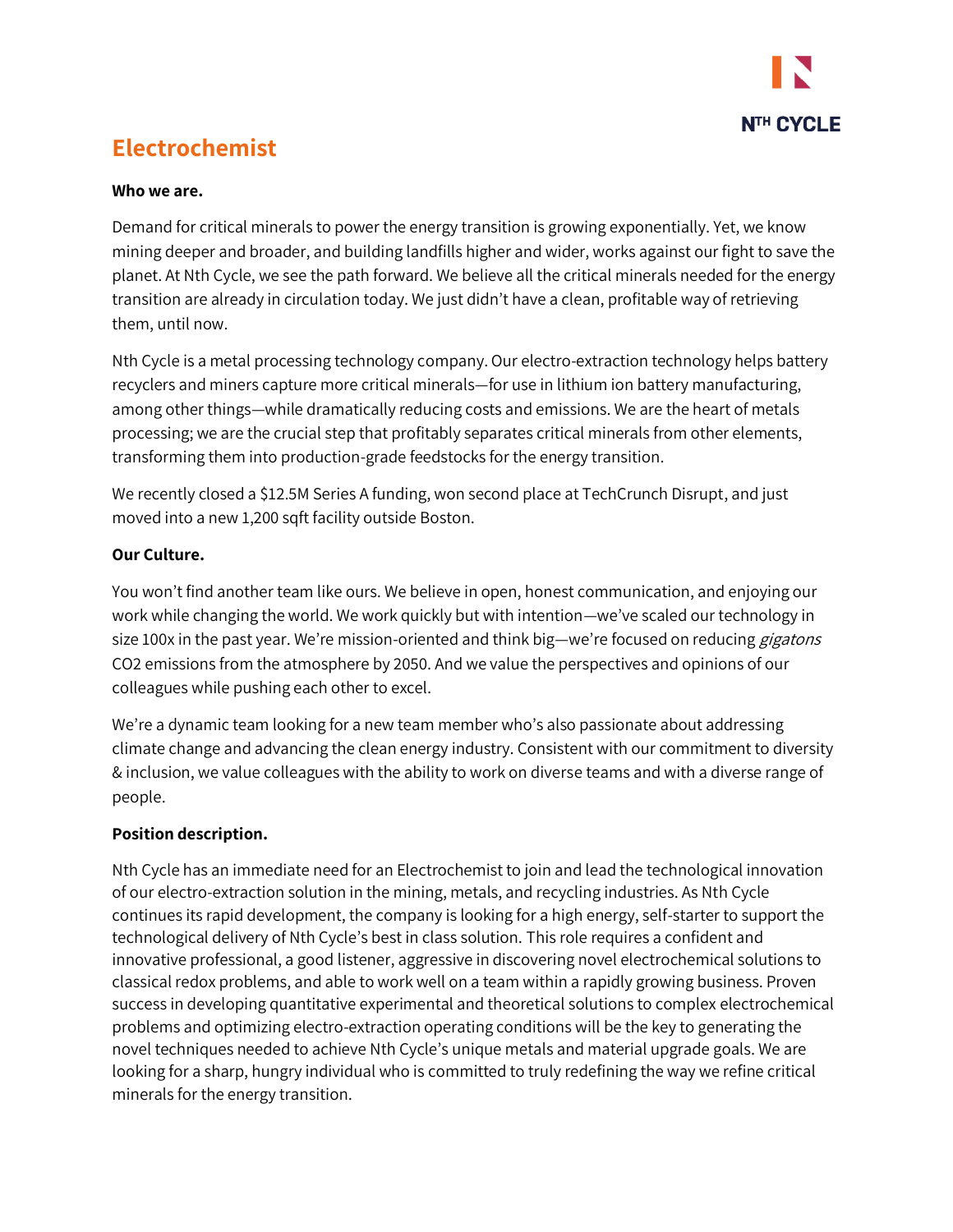# Electrochemist

**Who we are.**

Demand for critical minerals to power the energy transition is growing exponentially. Yet, we know mining deeper and broader, and building landfills higher and wider, works against our fight to save the planet. At Nth Cycle, we see the path forward. We believe all the critical minerals needed for the energy transition are already in circulation today. We just didn't have a clean, profitable way of retrieving them, until now.

Nth Cycle is a metal processing technology company. Our electro-extraction technology helps battery recyclers and miners capture more critical minerals—for use in lithium ion battery manufacturing, among other things—while dramatically reducing costs and emissions. We are the heart of metals processing; we are the crucial step that profitably separates critical minerals from other elements, transforming them into production-grade feedstocks for the energy transition.

We recently closed a $12.5M Series A funding, won second place at TechCrunch Disrupt, and just moved into a new 1,200 sqft facility outside Boston.

**Our Culture.**

You won't find another team like ours. We believe in open, honest communication, and enjoying our work while changing the world. We work quickly but with intention—we've scaled our technology in size 100x in the past year. We're mission-oriented and think big—we're focused on reducing *gigatons* CO2 emissions from the atmosphere by 2050. And we value the perspectives and opinions of our colleagues while pushing each other to excel.

We're a dynamic team looking for a new team member who's also passionate about addressing climate change and advancing the clean energy industry. Consistent with our commitment to diversity & inclusion, we value colleagues with the ability to work on diverse teams and with a diverse range of people.

**Position description.**

Nth Cycle has an immediate need for an Electrochemist to join and lead the technological innovation of our electro-extraction solution in the mining, metals, and recycling industries. As Nth Cycle continues its rapid development, the company is looking for a high energy, self-starter to support the technological delivery of Nth Cycle's best in class solution. This role requires a confident and innovative professional, a good listener, aggressive in discovering novel electrochemical solutions to classical redox problems, and able to work well on a team within a rapidly growing business. Proven success in developing quantitative experimental and theoretical solutions to complex electrochemical problems and optimizing electro-extraction operating conditions will be the key to generating the novel techniques needed to achieve Nth Cycle's unique metals and material upgrade goals. We are looking for a sharp, hungry individual who is committed to truly redefining the way we refine critical minerals for the energy transition.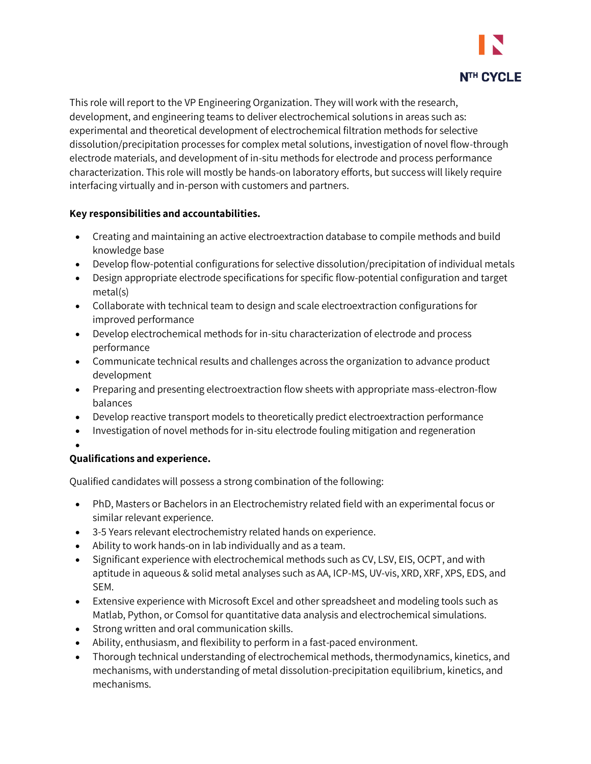This role will report to the VP Engineering Organization. They will work with the research, development, and engineering teams to deliver electrochemical solutions in areas such as: experimental and theoretical development of electrochemical filtration methods for selective dissolution/precipitation processes for complex metal solutions, investigation of novel flow-through electrode materials, and development of in-situ methods for electrode and process performance characterization. This role will mostly be hands-on laboratory efforts, but success will likely require interfacing virtually and in-person with customers and partners.

**Key responsibilities and accountabilities.**

- Creating and maintaining an active electroextraction database to compile methods and build knowledge base
- Develop flow-potential configurations for selective dissolution/precipitation of individual metals
- Design appropriate electrode specifications for specific flow-potential configuration and target metal(s)
- Collaborate with technical team to design and scale electroextraction configurations for improved performance
- Develop electrochemical methods for in-situ characterization of electrode and process performance
- Communicate technical results and challenges across the organization to advance product development
- Preparing and presenting electroextraction flow sheets with appropriate mass-electron-flow balances
- Develop reactive transport models to theoretically predict electroextraction performance
- Investigation of novel methods for in-situ electrode fouling mitigation and regeneration

**Qualifications and experience.**

Qualified candidates will possess a strong combination of the following:

- PhD, Masters or Bachelors in an Electrochemistry related field with an experimental focus or similar relevant experience.
- 3-5 Years relevant electrochemistry related hands on experience.
- Ability to work hands-on in lab individually and as a team.
- Significant experience with electrochemical methods such as CV, LSV, EIS, OCPT, and with aptitude in aqueous & solid metal analyses such as AA, ICP-MS, UV-vis, XRD, XRF, XPS, EDS, and SEM.
- Extensive experience with Microsoft Excel and other spreadsheet and modeling tools such as Matlab, Python, or Comsol for quantitative data analysis and electrochemical simulations.
- Strong written and oral communication skills.
- Ability, enthusiasm, and flexibility to perform in a fast-paced environment.
- Thorough technical understanding of electrochemical methods, thermodynamics, kinetics, and mechanisms, with understanding of metal dissolution-precipitation equilibrium, kinetics, and mechanisms.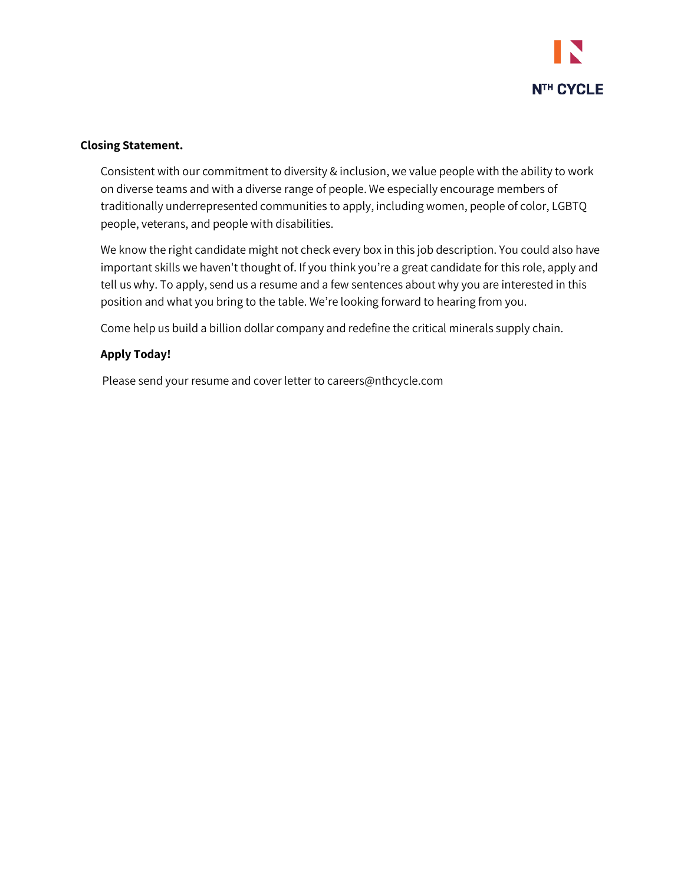**Closing Statement.**

Consistent with our commitment to diversity & inclusion, we value people with the ability to work on diverse teams and with a diverse range of people. We especially encourage members of traditionally underrepresented communities to apply, including women, people of color, LGBTQ people, veterans, and people with disabilities.

We know the right candidate might not check every box in this job description. You could also have important skills we haven't thought of. If you think you're a great candidate for this role, apply and tell us why. To apply, send us a resume and a few sentences about why you are interested in this position and what you bring to the table. We're looking forward to hearing from you.

Come help us build a billion dollar company and redefine the critical minerals supply chain.

**Apply Today!**

Please send your resume and cover letter to careers@nthcycle.com